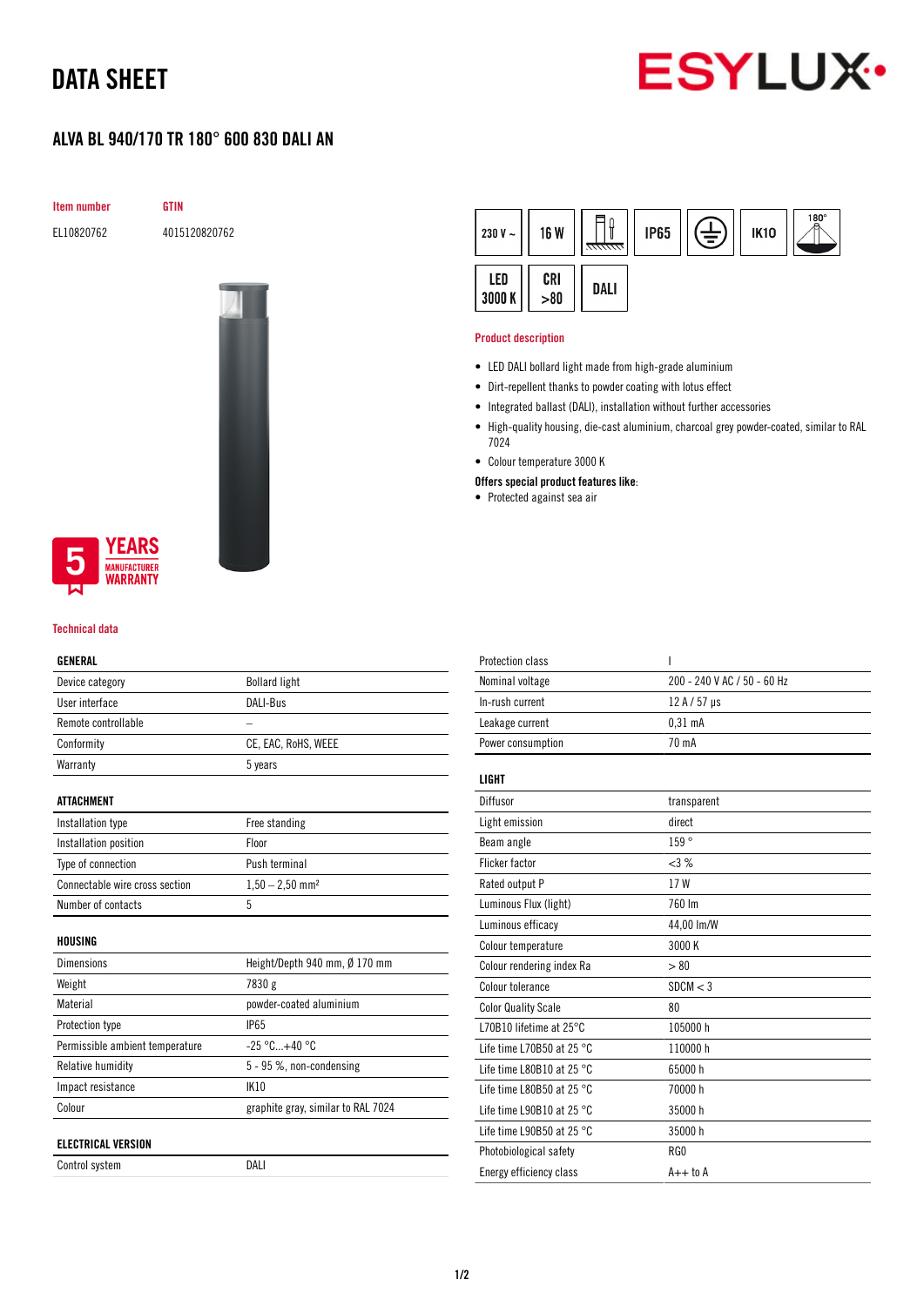# DATA SHEET

## ALVA BL 940/170 TR 180° 600 830 DALI AN

| Item number | GTIN |
|---|---|
| EL10820762 | 4015120820762 |

230 V ~ | 16 W | IP65 | IK10 | 180° | LED 3000 K | CRI >80 | DALI

5 YEARS MANUFACTURER WARRANTY

### Product description

- LED DALI bollard light made from high-grade aluminium
- Dirt-repellent thanks to powder coating with lotus effect
- Integrated ballast (DALI), installation without further accessories
- High-quality housing, die-cast aluminium, charcoal grey powder-coated, similar to RAL 7024
- Colour temperature 3000 K

**Offers special product features like:**

- Protected against sea air

### Technical data

| GENERAL | |
|---|---|
| Device category | Bollard light |
| User interface | DALI-Bus |
| Remote controllable | – |
| Conformity | CE, EAC, RoHS, WEEE |
| Warranty | 5 years |

| ATTACHMENT | |
|---|---|
| Installation type | Free standing |
| Installation position | Floor |
| Type of connection | Push terminal |
| Connectable wire cross section | 1,50 – 2,50 mm² |
| Number of contacts | 5 |

| HOUSING | |
|---|---|
| Dimensions | Height/Depth 940 mm, Ø 170 mm |
| Weight | 7830 g |
| Material | powder-coated aluminium |
| Protection type | IP65 |
| Permissible ambient temperature | -25 °C...+40 °C |
| Relative humidity | 5 - 95 %, non-condensing |
| Impact resistance | IK10 |
| Colour | graphite gray, similar to RAL 7024 |

| ELECTRICAL VERSION | |
|---|---|
| Control system | DALI |
| Protection class | I |
| Nominal voltage | 200 - 240 V AC / 50 - 60 Hz |
| In-rush current | 12 A / 57 µs |
| Leakage current | 0,31 mA |
| Power consumption | 70 mA |

| LIGHT | |
|---|---|
| Diffusor | transparent |
| Light emission | direct |
| Beam angle | 159 ° |
| Flicker factor | <3 % |
| Rated output P | 17 W |
| Luminous Flux (light) | 760 lm |
| Luminous efficacy | 44,00 lm/W |
| Colour temperature | 3000 K |
| Colour rendering index Ra | > 80 |
| Colour tolerance | SDCM < 3 |
| Color Quality Scale | 80 |
| L70B10 lifetime at 25°C | 105000 h |
| Life time L70B50 at 25 °C | 110000 h |
| Life time L80B10 at 25 °C | 65000 h |
| Life time L80B50 at 25 °C | 70000 h |
| Life time L90B10 at 25 °C | 35000 h |
| Life time L90B50 at 25 °C | 35000 h |
| Photobiological safety | RG0 |
| Energy efficiency class | A++ to A |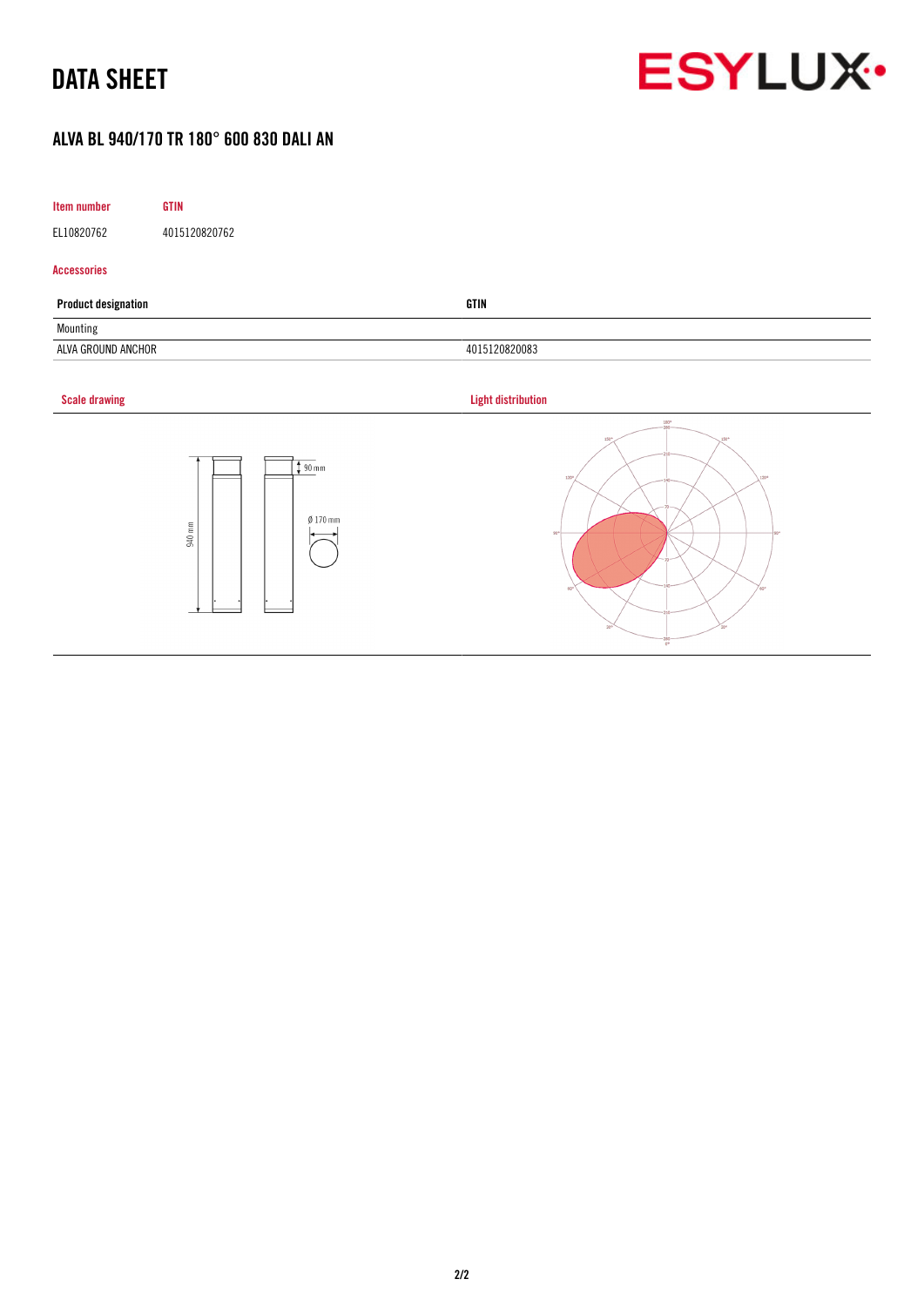# DATA SHEET

ESYLUX

## ALVA BL 940/170 TR 180° 600 830 DALI AN

| Item number | GTIN |
|---|---|
| EL10820762 | 4015120820762 |

### Accessories

| Product designation | GTIN |
|---|---|
| Mounting | |
| ALVA GROUND ANCHOR | 4015120820083 |

### Scale drawing

90 mm
Ø 170 mm
940 mm

### Light distribution

180°
280
150°
150°
210
120°
120°
140
70
90°
90°
70
140
60°
60°
210
30°
30°
280
0°